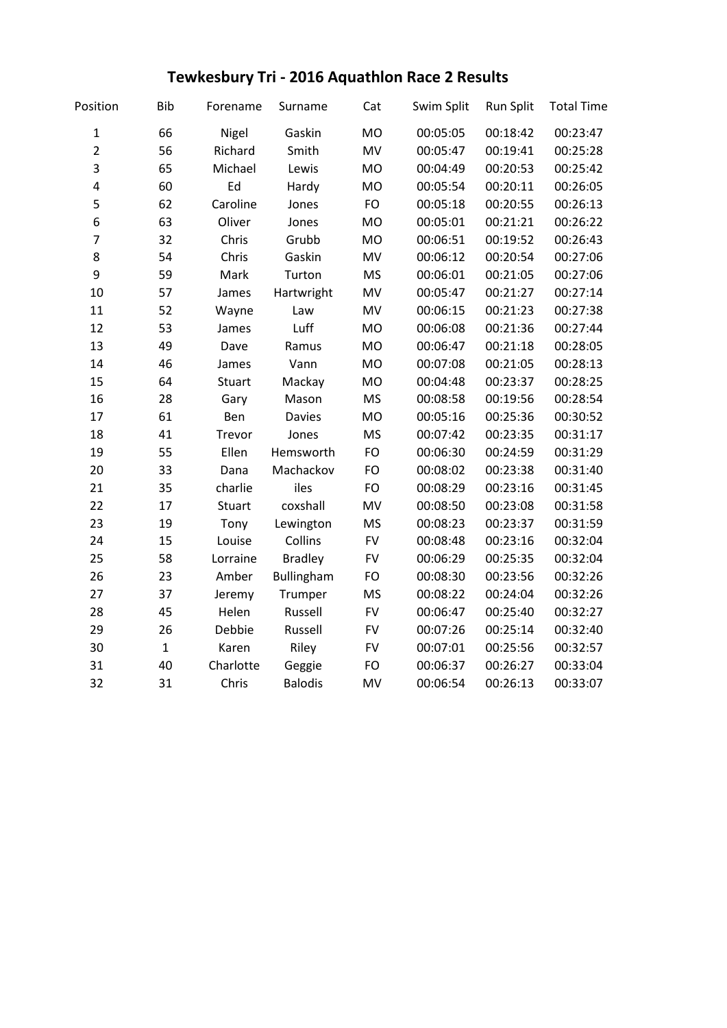# Tewkesbury Tri - 2016 Aquathlon Race 2 Results

| Position | Bib | Forename | Surname | Cat | Swim Split | Run Split | Total Time |
|---|---|---|---|---|---|---|---|
| 1 | 66 | Nigel | Gaskin | MO | 00:05:05 | 00:18:42 | 00:23:47 |
| 2 | 56 | Richard | Smith | MV | 00:05:47 | 00:19:41 | 00:25:28 |
| 3 | 65 | Michael | Lewis | MO | 00:04:49 | 00:20:53 | 00:25:42 |
| 4 | 60 | Ed | Hardy | MO | 00:05:54 | 00:20:11 | 00:26:05 |
| 5 | 62 | Caroline | Jones | FO | 00:05:18 | 00:20:55 | 00:26:13 |
| 6 | 63 | Oliver | Jones | MO | 00:05:01 | 00:21:21 | 00:26:22 |
| 7 | 32 | Chris | Grubb | MO | 00:06:51 | 00:19:52 | 00:26:43 |
| 8 | 54 | Chris | Gaskin | MV | 00:06:12 | 00:20:54 | 00:27:06 |
| 9 | 59 | Mark | Turton | MS | 00:06:01 | 00:21:05 | 00:27:06 |
| 10 | 57 | James | Hartwright | MV | 00:05:47 | 00:21:27 | 00:27:14 |
| 11 | 52 | Wayne | Law | MV | 00:06:15 | 00:21:23 | 00:27:38 |
| 12 | 53 | James | Luff | MO | 00:06:08 | 00:21:36 | 00:27:44 |
| 13 | 49 | Dave | Ramus | MO | 00:06:47 | 00:21:18 | 00:28:05 |
| 14 | 46 | James | Vann | MO | 00:07:08 | 00:21:05 | 00:28:13 |
| 15 | 64 | Stuart | Mackay | MO | 00:04:48 | 00:23:37 | 00:28:25 |
| 16 | 28 | Gary | Mason | MS | 00:08:58 | 00:19:56 | 00:28:54 |
| 17 | 61 | Ben | Davies | MO | 00:05:16 | 00:25:36 | 00:30:52 |
| 18 | 41 | Trevor | Jones | MS | 00:07:42 | 00:23:35 | 00:31:17 |
| 19 | 55 | Ellen | Hemsworth | FO | 00:06:30 | 00:24:59 | 00:31:29 |
| 20 | 33 | Dana | Machackov | FO | 00:08:02 | 00:23:38 | 00:31:40 |
| 21 | 35 | charlie | iles | FO | 00:08:29 | 00:23:16 | 00:31:45 |
| 22 | 17 | Stuart | coxshall | MV | 00:08:50 | 00:23:08 | 00:31:58 |
| 23 | 19 | Tony | Lewington | MS | 00:08:23 | 00:23:37 | 00:31:59 |
| 24 | 15 | Louise | Collins | FV | 00:08:48 | 00:23:16 | 00:32:04 |
| 25 | 58 | Lorraine | Bradley | FV | 00:06:29 | 00:25:35 | 00:32:04 |
| 26 | 23 | Amber | Bullingham | FO | 00:08:30 | 00:23:56 | 00:32:26 |
| 27 | 37 | Jeremy | Trumper | MS | 00:08:22 | 00:24:04 | 00:32:26 |
| 28 | 45 | Helen | Russell | FV | 00:06:47 | 00:25:40 | 00:32:27 |
| 29 | 26 | Debbie | Russell | FV | 00:07:26 | 00:25:14 | 00:32:40 |
| 30 | 1 | Karen | Riley | FV | 00:07:01 | 00:25:56 | 00:32:57 |
| 31 | 40 | Charlotte | Geggie | FO | 00:06:37 | 00:26:27 | 00:33:04 |
| 32 | 31 | Chris | Balodis | MV | 00:06:54 | 00:26:13 | 00:33:07 |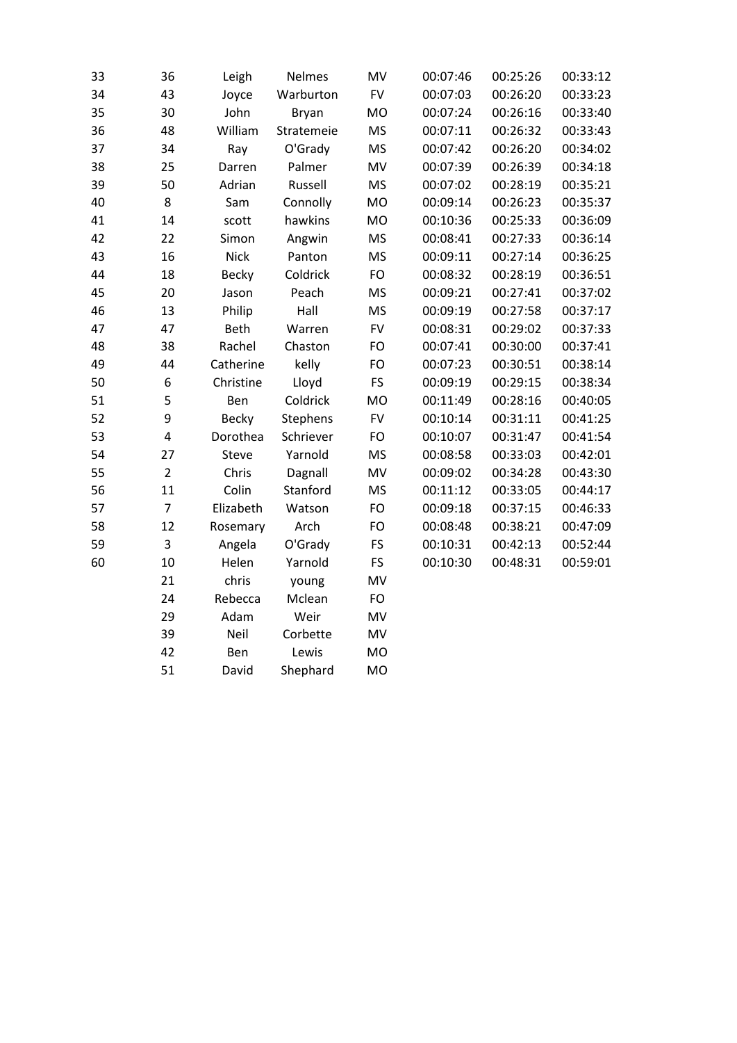| | | | | | | | |
|---|---|---|---|---|---|---|---|
| 33 | 36 | Leigh | Nelmes | MV | 00:07:46 | 00:25:26 | 00:33:12 |
| 34 | 43 | Joyce | Warburton | FV | 00:07:03 | 00:26:20 | 00:33:23 |
| 35 | 30 | John | Bryan | MO | 00:07:24 | 00:26:16 | 00:33:40 |
| 36 | 48 | William | Stratemeie | MS | 00:07:11 | 00:26:32 | 00:33:43 |
| 37 | 34 | Ray | O'Grady | MS | 00:07:42 | 00:26:20 | 00:34:02 |
| 38 | 25 | Darren | Palmer | MV | 00:07:39 | 00:26:39 | 00:34:18 |
| 39 | 50 | Adrian | Russell | MS | 00:07:02 | 00:28:19 | 00:35:21 |
| 40 | 8 | Sam | Connolly | MO | 00:09:14 | 00:26:23 | 00:35:37 |
| 41 | 14 | scott | hawkins | MO | 00:10:36 | 00:25:33 | 00:36:09 |
| 42 | 22 | Simon | Angwin | MS | 00:08:41 | 00:27:33 | 00:36:14 |
| 43 | 16 | Nick | Panton | MS | 00:09:11 | 00:27:14 | 00:36:25 |
| 44 | 18 | Becky | Coldrick | FO | 00:08:32 | 00:28:19 | 00:36:51 |
| 45 | 20 | Jason | Peach | MS | 00:09:21 | 00:27:41 | 00:37:02 |
| 46 | 13 | Philip | Hall | MS | 00:09:19 | 00:27:58 | 00:37:17 |
| 47 | 47 | Beth | Warren | FV | 00:08:31 | 00:29:02 | 00:37:33 |
| 48 | 38 | Rachel | Chaston | FO | 00:07:41 | 00:30:00 | 00:37:41 |
| 49 | 44 | Catherine | kelly | FO | 00:07:23 | 00:30:51 | 00:38:14 |
| 50 | 6 | Christine | Lloyd | FS | 00:09:19 | 00:29:15 | 00:38:34 |
| 51 | 5 | Ben | Coldrick | MO | 00:11:49 | 00:28:16 | 00:40:05 |
| 52 | 9 | Becky | Stephens | FV | 00:10:14 | 00:31:11 | 00:41:25 |
| 53 | 4 | Dorothea | Schriever | FO | 00:10:07 | 00:31:47 | 00:41:54 |
| 54 | 27 | Steve | Yarnold | MS | 00:08:58 | 00:33:03 | 00:42:01 |
| 55 | 2 | Chris | Dagnall | MV | 00:09:02 | 00:34:28 | 00:43:30 |
| 56 | 11 | Colin | Stanford | MS | 00:11:12 | 00:33:05 | 00:44:17 |
| 57 | 7 | Elizabeth | Watson | FO | 00:09:18 | 00:37:15 | 00:46:33 |
| 58 | 12 | Rosemary | Arch | FO | 00:08:48 | 00:38:21 | 00:47:09 |
| 59 | 3 | Angela | O'Grady | FS | 00:10:31 | 00:42:13 | 00:52:44 |
| 60 | 10 | Helen | Yarnold | FS | 00:10:30 | 00:48:31 | 00:59:01 |
| | 21 | chris | young | MV | | | |
| | 24 | Rebecca | Mclean | FO | | | |
| | 29 | Adam | Weir | MV | | | |
| | 39 | Neil | Corbette | MV | | | |
| | 42 | Ben | Lewis | MO | | | |
| | 51 | David | Shephard | MO | | | |